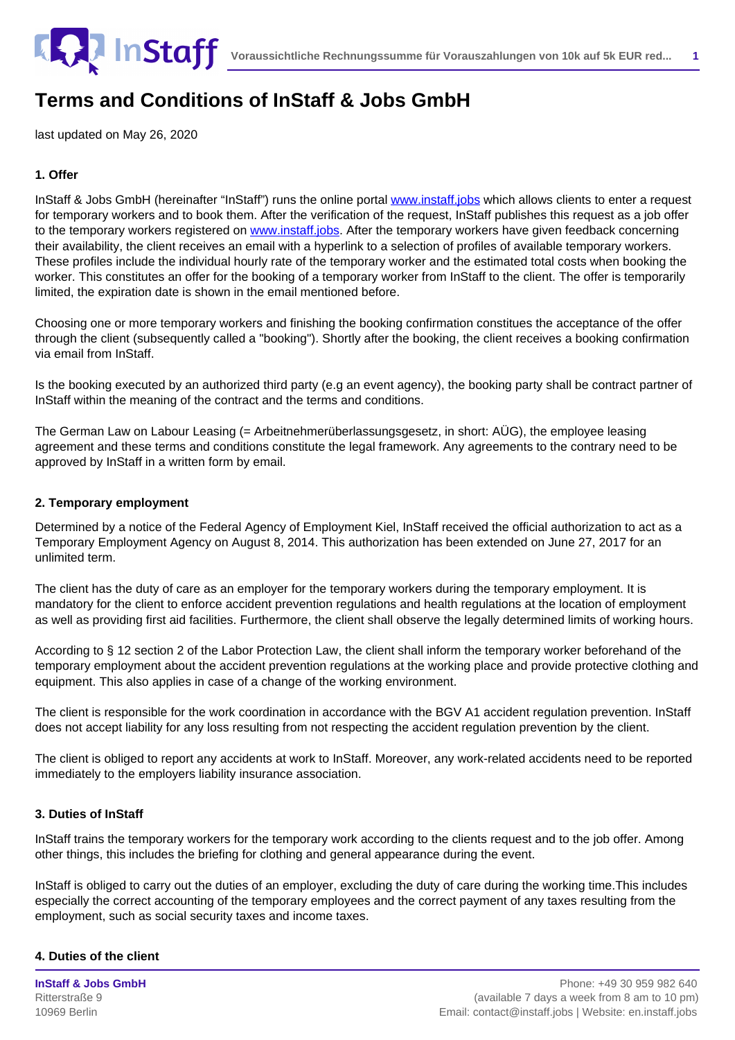# Terms and Conditions of InStaff & Jobs GmbH

last updated on May 26, 2020

### 1. Offer

InStaff & Jobs GmbH (hereinafter "InStaff") runs the online portal [www.instaff.jobs](www.instaff.jobs) which allows clients to enter a request for temporary workers and to book them. After the verification of the request, InStaff publishes this request as a job offer to the temporary workers registered on [www.instaff.jobs](www.instaff.jobs). After the temporary workers have given feedback concerning their availability, the client receives an email with a hyperlink to a selection of profiles of available temporary workers. These profiles include the individual hourly rate of the temporary worker and the estimated total costs when booking the worker. This constitutes an offer for the booking of a temporary worker from InStaff to the client. The offer is temporarily limited, the expiration date is shown in the email mentioned before.

Choosing one or more temporary workers and finishing the booking confirmation constitues the acceptance of the offer through the client (subsequently called a "booking"). Shortly after the booking, the client receives a booking confirmation via email from InStaff.

Is the booking executed by an authorized third party (e.g an event agency), the booking party shall be contract partner of InStaff within the meaning of the contract and the terms and conditions.

The German Law on Labour Leasing (= Arbeitnehmerüberlassungsgesetz, in short: AÜG), the employee leasing agreement and these terms and conditions constitute the legal framework. Any agreements to the contrary need to be approved by InStaff in a written form by email.

### 2. Temporary employment

Determined by a notice of the Federal Agency of Employment Kiel, InStaff received the official authorization to act as a Temporary Employment Agency on August 8, 2014. This authorization has been extended on June 27, 2017 for an unlimited term.

The client has the duty of care as an employer for the temporary workers during the temporary employment. It is mandatory for the client to enforce accident prevention regulations and health regulations at the location of employment as well as providing first aid facilities. Furthermore, the client shall observe the legally determined limits of working hours.

According to § 12 section 2 of the Labor Protection Law, the client shall inform the temporary worker beforehand of the temporary employment about the accident prevention regulations at the working place and provide protective clothing and equipment. This also applies in case of a change of the working environment.

The client is responsible for the work coordination in accordance with the BGV A1 accident regulation prevention. InStaff does not accept liability for any loss resulting from not respecting the accident regulation prevention by the client.

The client is obliged to report any accidents at work to InStaff. Moreover, any work-related accidents need to be reported immediately to the employers liability insurance association.

### 3. Duties of InStaff

InStaff trains the temporary workers for the temporary work according to the clients request and to the job offer. Among other things, this includes the briefing for clothing and general appearance during the event.

InStaff is obliged to carry out the duties of an employer, excluding the duty of care during the working time.This includes especially the correct accounting of the temporary employees and the correct payment of any taxes resulting from the employment, such as social security taxes and income taxes.

### 4. Duties of the client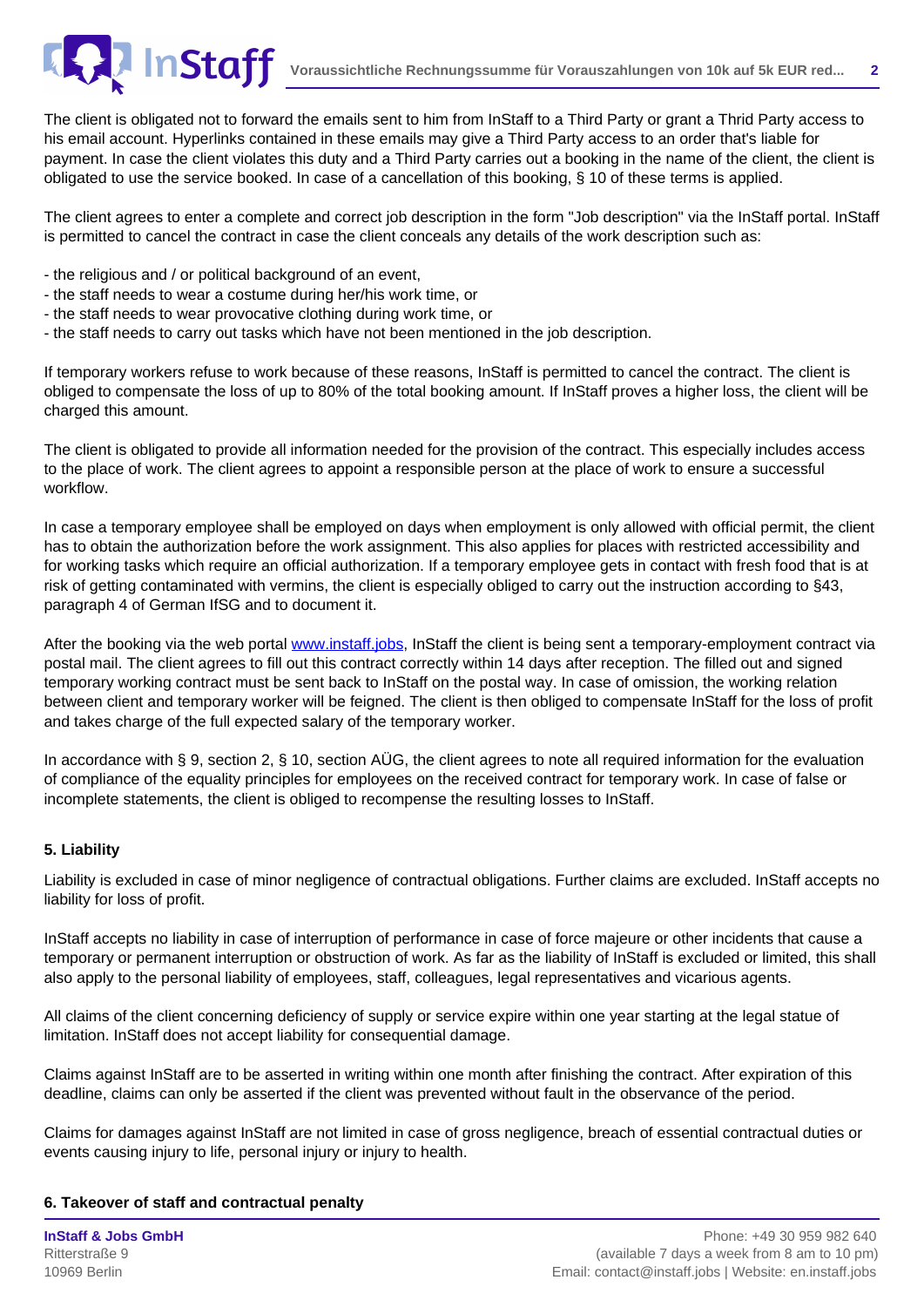The client is obligated not to forward the emails sent to him from InStaff to a Third Party or grant a Thrid Party access to his email account. Hyperlinks contained in these emails may give a Third Party access to an order that's liable for payment. In case the client violates this duty and a Third Party carries out a booking in the name of the client, the client is obligated to use the service booked. In case of a cancellation of this booking, § 10 of these terms is applied.

The client agrees to enter a complete and correct job description in the form "Job description" via the InStaff portal. InStaff is permitted to cancel the contract in case the client conceals any details of the work description such as:

- the religious and / or political background of an event,
- the staff needs to wear a costume during her/his work time, or
- the staff needs to wear provocative clothing during work time, or
- the staff needs to carry out tasks which have not been mentioned in the job description.

If temporary workers refuse to work because of these reasons, InStaff is permitted to cancel the contract. The client is obliged to compensate the loss of up to 80% of the total booking amount. If InStaff proves a higher loss, the client will be charged this amount.

The client is obligated to provide all information needed for the provision of the contract. This especially includes access to the place of work. The client agrees to appoint a responsible person at the place of work to ensure a successful workflow.

In case a temporary employee shall be employed on days when employment is only allowed with official permit, the client has to obtain the authorization before the work assignment. This also applies for places with restricted accessibility and for working tasks which require an official authorization. If a temporary employee gets in contact with fresh food that is at risk of getting contaminated with vermins, the client is especially obliged to carry out the instruction according to §43, paragraph 4 of German IfSG and to document it.

After the booking via the web portal [www.instaff.jobs](www.instaff.jobs), InStaff the client is being sent a temporary-employment contract via postal mail. The client agrees to fill out this contract correctly within 14 days after reception. The filled out and signed temporary working contract must be sent back to InStaff on the postal way. In case of omission, the working relation between client and temporary worker will be feigned. The client is then obliged to compensate InStaff for the loss of profit and takes charge of the full expected salary of the temporary worker.

In accordance with § 9, section 2, § 10, section AÜG, the client agrees to note all required information for the evaluation of compliance of the equality principles for employees on the received contract for temporary work. In case of false or incomplete statements, the client is obliged to recompense the resulting losses to InStaff.

#### 5. Liability

Liability is excluded in case of minor negligence of contractual obligations. Further claims are excluded. InStaff accepts no liability for loss of profit.

InStaff accepts no liability in case of interruption of performance in case of force majeure or other incidents that cause a temporary or permanent interruption or obstruction of work. As far as the liability of InStaff is excluded or limited, this shall also apply to the personal liability of employees, staff, colleagues, legal representatives and vicarious agents.

All claims of the client concerning deficiency of supply or service expire within one year starting at the legal statue of limitation. InStaff does not accept liability for consequential damage.

Claims against InStaff are to be asserted in writing within one month after finishing the contract. After expiration of this deadline, claims can only be asserted if the client was prevented without fault in the observance of the period.

Claims for damages against InStaff are not limited in case of gross negligence, breach of essential contractual duties or events causing injury to life, personal injury or injury to health.

#### 6. Takeover of staff and contractual penalty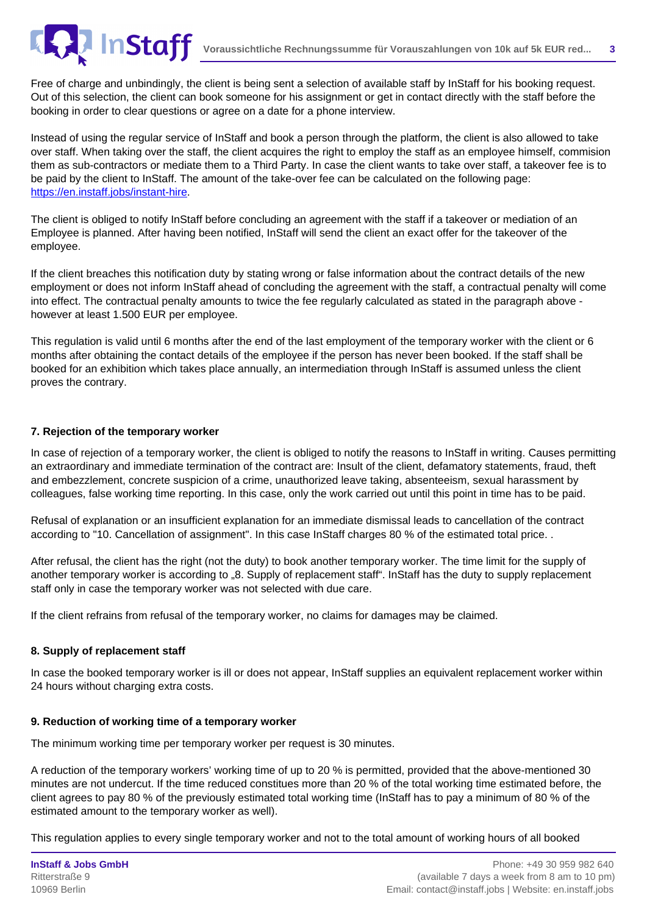Free of charge and unbindingly, the client is being sent a selection of available staff by InStaff for his booking request. Out of this selection, the client can book someone for his assignment or get in contact directly with the staff before the booking in order to clear questions or agree on a date for a phone interview.

Instead of using the regular service of InStaff and book a person through the platform, the client is also allowed to take over staff. When taking over the staff, the client acquires the right to employ the staff as an employee himself, commision them as sub-contractors or mediate them to a Third Party. In case the client wants to take over staff, a takeover fee is to be paid by the client to InStaff. The amount of the take-over fee can be calculated on the following page: [https://en.instaff.jobs/instant-hire](https://en.instaff.jobs/instant-hire).

The client is obliged to notify InStaff before concluding an agreement with the staff if a takeover or mediation of an Employee is planned. After having been notified, InStaff will send the client an exact offer for the takeover of the employee.

If the client breaches this notification duty by stating wrong or false information about the contract details of the new employment or does not inform InStaff ahead of concluding the agreement with the staff, a contractual penalty will come into effect. The contractual penalty amounts to twice the fee regularly calculated as stated in the paragraph above - however at least 1.500 EUR per employee.

This regulation is valid until 6 months after the end of the last employment of the temporary worker with the client or 6 months after obtaining the contact details of the employee if the person has never been booked. If the staff shall be booked for an exhibition which takes place annually, an intermediation through InStaff is assumed unless the client proves the contrary.

**7. Rejection of the temporary worker**

In case of rejection of a temporary worker, the client is obliged to notify the reasons to InStaff in writing. Causes permitting an extraordinary and immediate termination of the contract are: Insult of the client, defamatory statements, fraud, theft and embezzlement, concrete suspicion of a crime, unauthorized leave taking, absenteeism, sexual harassment by colleagues, false working time reporting. In this case, only the work carried out until this point in time has to be paid.

Refusal of explanation or an insufficient explanation for an immediate dismissal leads to cancellation of the contract according to "10. Cancellation of assignment". In this case InStaff charges 80 % of the estimated total price. .

After refusal, the client has the right (not the duty) to book another temporary worker. The time limit for the supply of another temporary worker is according to „8. Supply of replacement staff". InStaff has the duty to supply replacement staff only in case the temporary worker was not selected with due care.

If the client refrains from refusal of the temporary worker, no claims for damages may be claimed.

**8. Supply of replacement staff**

In case the booked temporary worker is ill or does not appear, InStaff supplies an equivalent replacement worker within 24 hours without charging extra costs.

**9. Reduction of working time of a temporary worker**

The minimum working time per temporary worker per request is 30 minutes.

A reduction of the temporary workers' working time of up to 20 % is permitted, provided that the above-mentioned 30 minutes are not undercut. If the time reduced constitues more than 20 % of the total working time estimated before, the client agrees to pay 80 % of the previously estimated total working time (InStaff has to pay a minimum of 80 % of the estimated amount to the temporary worker as well).

This regulation applies to every single temporary worker and not to the total amount of working hours of all booked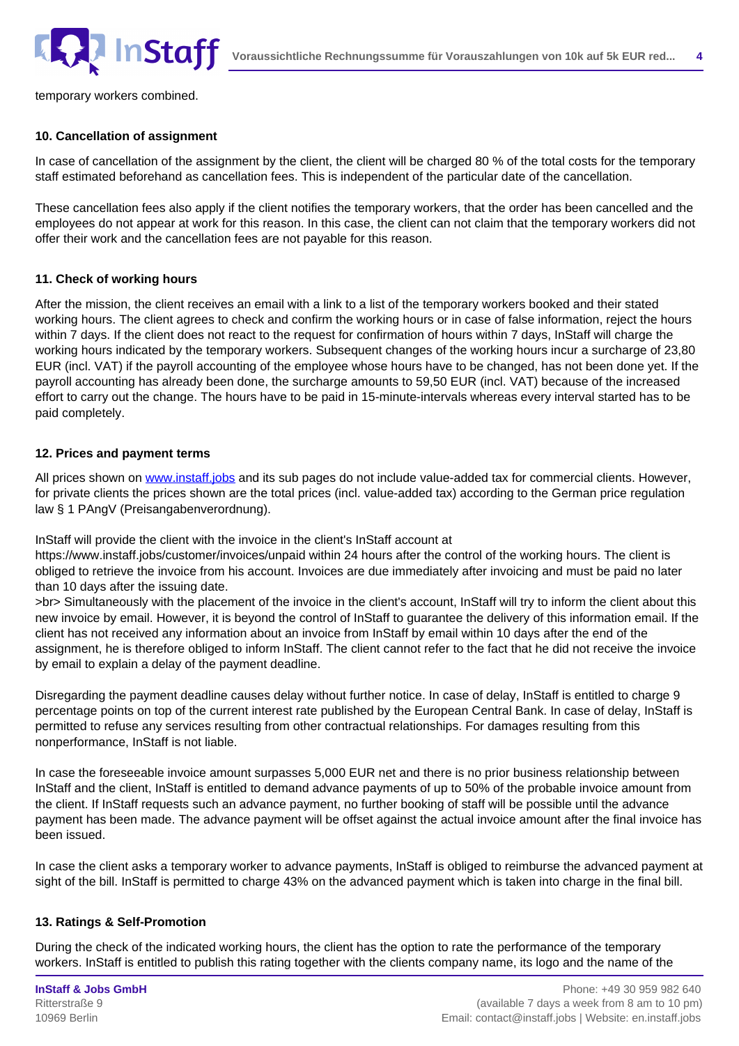temporary workers combined.

#### 10. Cancellation of assignment

In case of cancellation of the assignment by the client, the client will be charged 80 % of the total costs for the temporary staff estimated beforehand as cancellation fees. This is independent of the particular date of the cancellation.

These cancellation fees also apply if the client notifies the temporary workers, that the order has been cancelled and the employees do not appear at work for this reason. In this case, the client can not claim that the temporary workers did not offer their work and the cancellation fees are not payable for this reason.

#### 11. Check of working hours

After the mission, the client receives an email with a link to a list of the temporary workers booked and their stated working hours. The client agrees to check and confirm the working hours or in case of false information, reject the hours within 7 days. If the client does not react to the request for confirmation of hours within 7 days, InStaff will charge the working hours indicated by the temporary workers. Subsequent changes of the working hours incur a surcharge of 23,80 EUR (incl. VAT) if the payroll accounting of the employee whose hours have to be changed, has not been done yet. If the payroll accounting has already been done, the surcharge amounts to 59,50 EUR (incl. VAT) because of the increased effort to carry out the change. The hours have to be paid in 15-minute-intervals whereas every interval started has to be paid completely.

#### 12. Prices and payment terms

All prices shown on [www.instaff.jobs](www.instaff.jobs) and its sub pages do not include value-added tax for commercial clients. However, for private clients the prices shown are the total prices (incl. value-added tax) according to the German price regulation law § 1 PAngV (Preisangabenverordnung).

InStaff will provide the client with the invoice in the client's InStaff account at https://www.instaff.jobs/customer/invoices/unpaid within 24 hours after the control of the working hours. The client is obliged to retrieve the invoice from his account. Invoices are due immediately after invoicing and must be paid no later than 10 days after the issuing date.
>br> Simultaneously with the placement of the invoice in the client's account, InStaff will try to inform the client about this new invoice by email. However, it is beyond the control of InStaff to guarantee the delivery of this information email. If the client has not received any information about an invoice from InStaff by email within 10 days after the end of the assignment, he is therefore obliged to inform InStaff. The client cannot refer to the fact that he did not receive the invoice by email to explain a delay of the payment deadline.

Disregarding the payment deadline causes delay without further notice. In case of delay, InStaff is entitled to charge 9 percentage points on top of the current interest rate published by the European Central Bank. In case of delay, InStaff is permitted to refuse any services resulting from other contractual relationships. For damages resulting from this nonperformance, InStaff is not liable.

In case the foreseeable invoice amount surpasses 5,000 EUR net and there is no prior business relationship between InStaff and the client, InStaff is entitled to demand advance payments of up to 50% of the probable invoice amount from the client. If InStaff requests such an advance payment, no further booking of staff will be possible until the advance payment has been made. The advance payment will be offset against the actual invoice amount after the final invoice has been issued.

In case the client asks a temporary worker to advance payments, InStaff is obliged to reimburse the advanced payment at sight of the bill. InStaff is permitted to charge 43% on the advanced payment which is taken into charge in the final bill.

#### 13. Ratings & Self-Promotion

During the check of the indicated working hours, the client has the option to rate the performance of the temporary workers. InStaff is entitled to publish this rating together with the clients company name, its logo and the name of the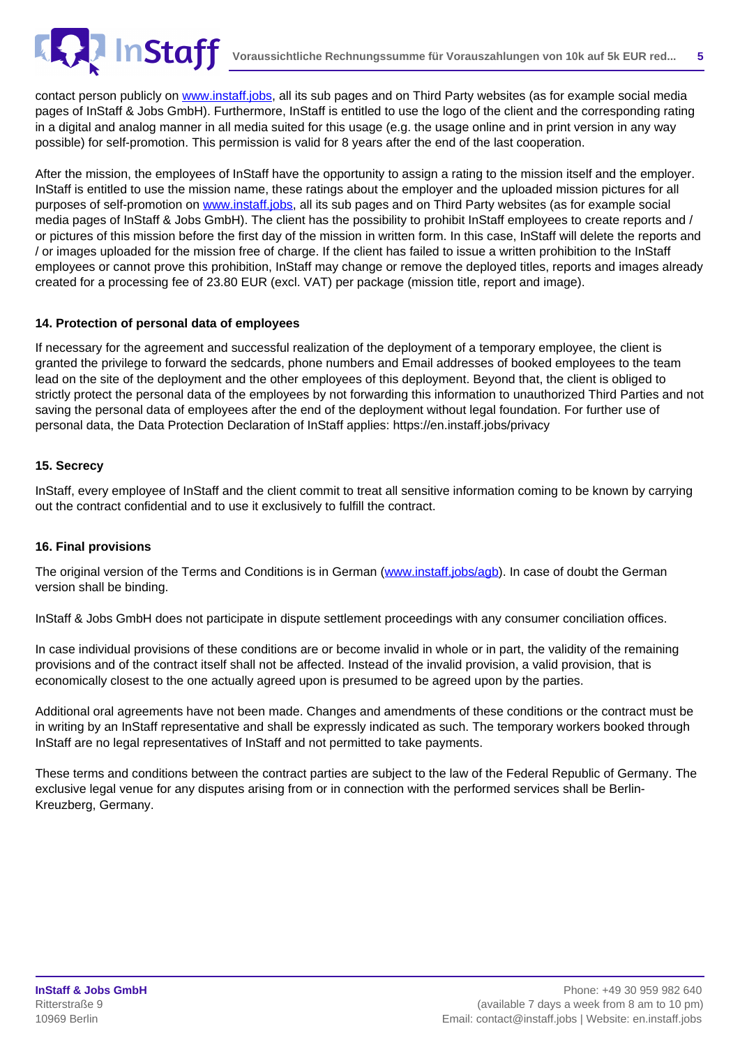contact person publicly on www.instaff.jobs, all its sub pages and on Third Party websites (as for example social media pages of InStaff & Jobs GmbH). Furthermore, InStaff is entitled to use the logo of the client and the corresponding rating in a digital and analog manner in all media suited for this usage (e.g. the usage online and in print version in any way possible) for self-promotion. This permission is valid for 8 years after the end of the last cooperation.

After the mission, the employees of InStaff have the opportunity to assign a rating to the mission itself and the employer. InStaff is entitled to use the mission name, these ratings about the employer and the uploaded mission pictures for all purposes of self-promotion on www.instaff.jobs, all its sub pages and on Third Party websites (as for example social media pages of InStaff & Jobs GmbH). The client has the possibility to prohibit InStaff employees to create reports and / or pictures of this mission before the first day of the mission in written form. In this case, InStaff will delete the reports and / or images uploaded for the mission free of charge. If the client has failed to issue a written prohibition to the InStaff employees or cannot prove this prohibition, InStaff may change or remove the deployed titles, reports and images already created for a processing fee of 23.80 EUR (excl. VAT) per package (mission title, report and image).

**14. Protection of personal data of employees**

If necessary for the agreement and successful realization of the deployment of a temporary employee, the client is granted the privilege to forward the sedcards, phone numbers and Email addresses of booked employees to the team lead on the site of the deployment and the other employees of this deployment. Beyond that, the client is obliged to strictly protect the personal data of the employees by not forwarding this information to unauthorized Third Parties and not saving the personal data of employees after the end of the deployment without legal foundation. For further use of personal data, the Data Protection Declaration of InStaff applies: https://en.instaff.jobs/privacy

**15. Secrecy**

InStaff, every employee of InStaff and the client commit to treat all sensitive information coming to be known by carrying out the contract confidential and to use it exclusively to fulfill the contract.

**16. Final provisions**

The original version of the Terms and Conditions is in German (www.instaff.jobs/agb). In case of doubt the German version shall be binding.

InStaff & Jobs GmbH does not participate in dispute settlement proceedings with any consumer conciliation offices.

In case individual provisions of these conditions are or become invalid in whole or in part, the validity of the remaining provisions and of the contract itself shall not be affected. Instead of the invalid provision, a valid provision, that is economically closest to the one actually agreed upon is presumed to be agreed upon by the parties.

Additional oral agreements have not been made. Changes and amendments of these conditions or the contract must be in writing by an InStaff representative and shall be expressly indicated as such. The temporary workers booked through InStaff are no legal representatives of InStaff and not permitted to take payments.

These terms and conditions between the contract parties are subject to the law of the Federal Republic of Germany. The exclusive legal venue for any disputes arising from or in connection with the performed services shall be Berlin-Kreuzberg, Germany.